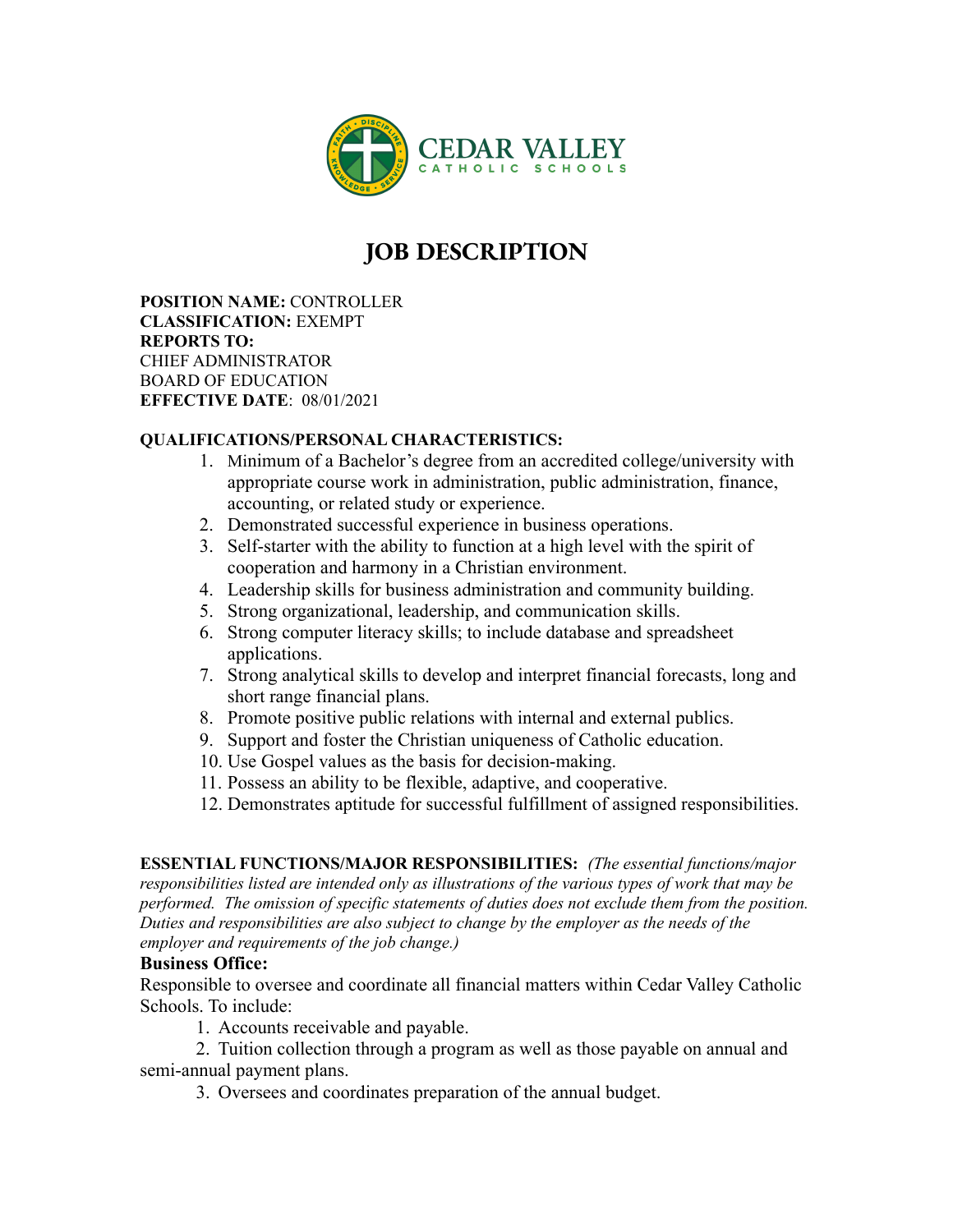CEDAR VALLEY
CATHOLIC SCHOOLS

# JOB DESCRIPTION

**POSITION NAME:** CONTROLLER
**CLASSIFICATION:** EXEMPT
**REPORTS TO:**
CHIEF ADMINISTRATOR
BOARD OF EDUCATION
**EFFECTIVE DATE**: 08/01/2021

**QUALIFICATIONS/PERSONAL CHARACTERISTICS:**

1. Minimum of a Bachelor's degree from an accredited college/university with appropriate course work in administration, public administration, finance, accounting, or related study or experience.
2. Demonstrated successful experience in business operations.
3. Self-starter with the ability to function at a high level with the spirit of cooperation and harmony in a Christian environment.
4. Leadership skills for business administration and community building.
5. Strong organizational, leadership, and communication skills.
6. Strong computer literacy skills; to include database and spreadsheet applications.
7. Strong analytical skills to develop and interpret financial forecasts, long and short range financial plans.
8. Promote positive public relations with internal and external publics.
9. Support and foster the Christian uniqueness of Catholic education.
10. Use Gospel values as the basis for decision-making.
11. Possess an ability to be flexible, adaptive, and cooperative.
12. Demonstrates aptitude for successful fulfillment of assigned responsibilities.

**ESSENTIAL FUNCTIONS/MAJOR RESPONSIBILITIES:** *(The essential functions/major responsibilities listed are intended only as illustrations of the various types of work that may be performed. The omission of specific statements of duties does not exclude them from the position. Duties and responsibilities are also subject to change by the employer as the needs of the employer and requirements of the job change.)*

**Business Office:**

Responsible to oversee and coordinate all financial matters within Cedar Valley Catholic Schools. To include:

1. Accounts receivable and payable.
2. Tuition collection through a program as well as those payable on annual and semi-annual payment plans.
3. Oversees and coordinates preparation of the annual budget.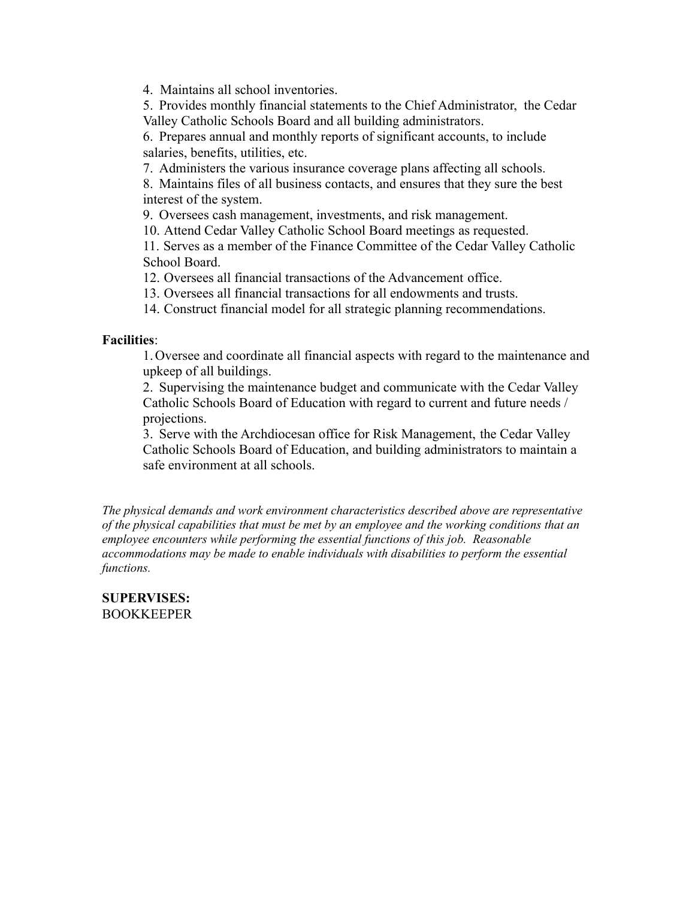4. Maintains all school inventories.
5. Provides monthly financial statements to the Chief Administrator, the Cedar Valley Catholic Schools Board and all building administrators.
6. Prepares annual and monthly reports of significant accounts, to include salaries, benefits, utilities, etc.
7. Administers the various insurance coverage plans affecting all schools.
8. Maintains files of all business contacts, and ensures that they sure the best interest of the system.
9. Oversees cash management, investments, and risk management.
10. Attend Cedar Valley Catholic School Board meetings as requested.
11. Serves as a member of the Finance Committee of the Cedar Valley Catholic School Board.
12. Oversees all financial transactions of the Advancement office.
13. Oversees all financial transactions for all endowments and trusts.
14. Construct financial model for all strategic planning recommendations.

**Facilities**:

1. Oversee and coordinate all financial aspects with regard to the maintenance and upkeep of all buildings.
2. Supervising the maintenance budget and communicate with the Cedar Valley Catholic Schools Board of Education with regard to current and future needs / projections.
3. Serve with the Archdiocesan office for Risk Management, the Cedar Valley Catholic Schools Board of Education, and building administrators to maintain a safe environment at all schools.

*The physical demands and work environment characteristics described above are representative of the physical capabilities that must be met by an employee and the working conditions that an employee encounters while performing the essential functions of this job. Reasonable accommodations may be made to enable individuals with disabilities to perform the essential functions.*

**SUPERVISES:**
BOOKKEEPER